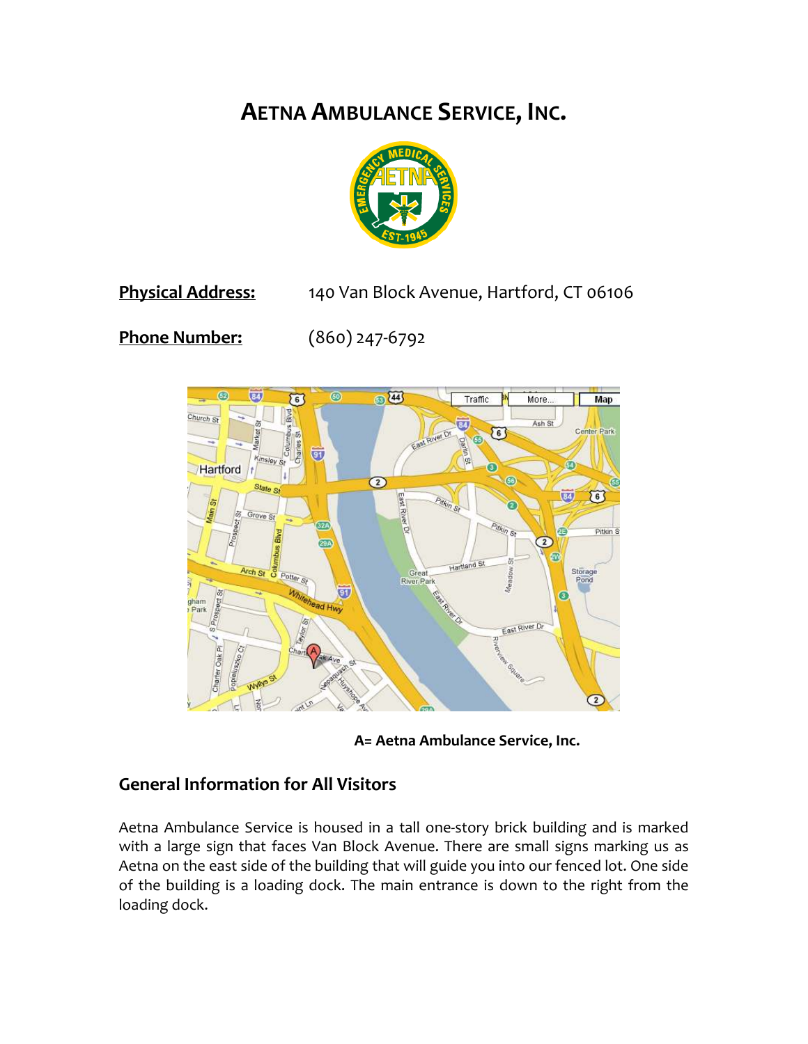# AETNA AMBULANCE SERVICE, INC.

**Physical Address:** 140 Van Block Avenue, Hartford, CT 06106

**Phone Number:** (860) 247-6792

**A= Aetna Ambulance Service, Inc.**

## General Information for All Visitors

Aetna Ambulance Service is housed in a tall one-story brick building and is marked with a large sign that faces Van Block Avenue. There are small signs marking us as Aetna on the east side of the building that will guide you into our fenced lot. One side of the building is a loading dock. The main entrance is down to the right from the loading dock.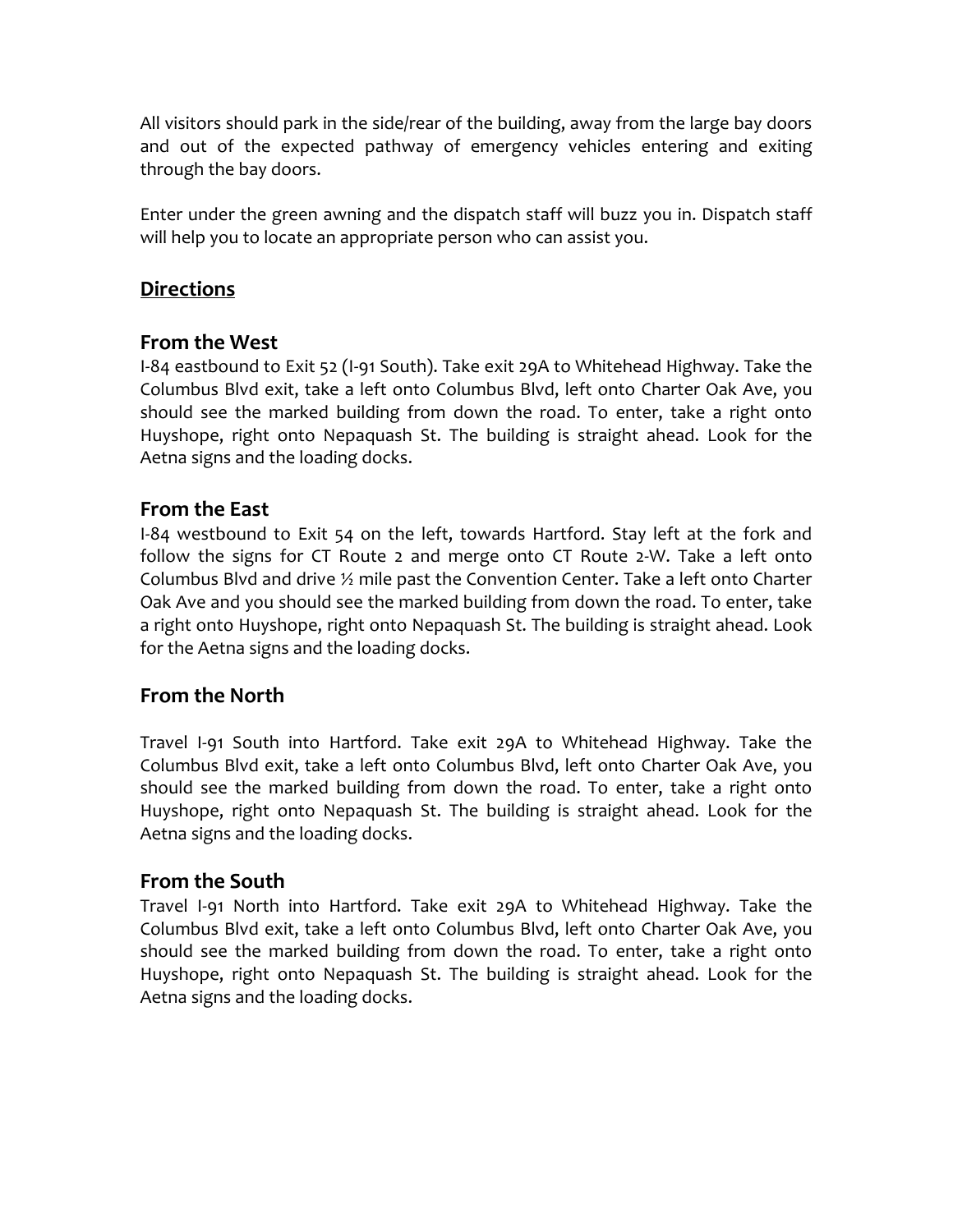All visitors should park in the side/rear of the building, away from the large bay doors and out of the expected pathway of emergency vehicles entering and exiting through the bay doors.

Enter under the green awning and the dispatch staff will buzz you in. Dispatch staff will help you to locate an appropriate person who can assist you.

## <u>Directions</u>

### From the West

I-84 eastbound to Exit 52 (I-91 South). Take exit 29A to Whitehead Highway. Take the Columbus Blvd exit, take a left onto Columbus Blvd, left onto Charter Oak Ave, you should see the marked building from down the road. To enter, take a right onto Huyshope, right onto Nepaquash St. The building is straight ahead. Look for the Aetna signs and the loading docks.

### From the East

I-84 westbound to Exit 54 on the left, towards Hartford. Stay left at the fork and follow the signs for CT Route 2 and merge onto CT Route 2-W. Take a left onto Columbus Blvd and drive ½ mile past the Convention Center. Take a left onto Charter Oak Ave and you should see the marked building from down the road. To enter, take a right onto Huyshope, right onto Nepaquash St. The building is straight ahead. Look for the Aetna signs and the loading docks.

### From the North

Travel I-91 South into Hartford. Take exit 29A to Whitehead Highway. Take the Columbus Blvd exit, take a left onto Columbus Blvd, left onto Charter Oak Ave, you should see the marked building from down the road. To enter, take a right onto Huyshope, right onto Nepaquash St. The building is straight ahead. Look for the Aetna signs and the loading docks.

### From the South

Travel I-91 North into Hartford. Take exit 29A to Whitehead Highway. Take the Columbus Blvd exit, take a left onto Columbus Blvd, left onto Charter Oak Ave, you should see the marked building from down the road. To enter, take a right onto Huyshope, right onto Nepaquash St. The building is straight ahead. Look for the Aetna signs and the loading docks.